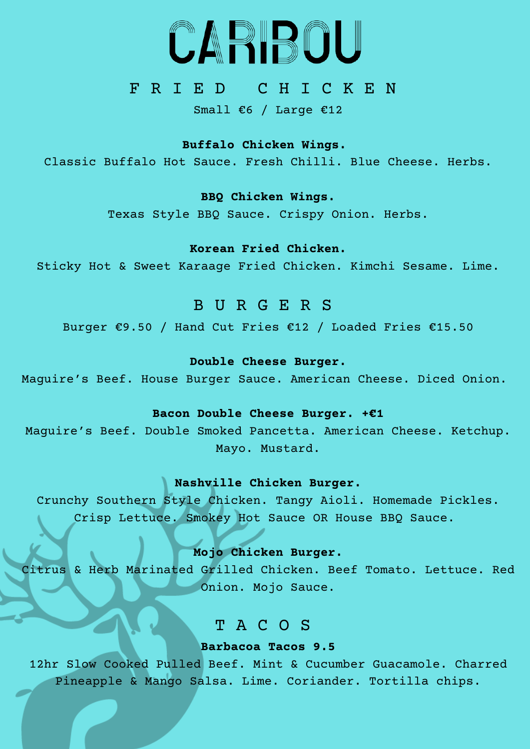# CARIBOU

## FRIED CHICKEN

Small €6 / Large €12

**Buffalo Chicken Wings.**

Classic Buffalo Hot Sauce. Fresh Chilli. Blue Cheese. Herbs.

**BBQ Chicken Wings.**

Texas Style BBQ Sauce. Crispy Onion. Herbs.

**Korean Fried Chicken.**

Sticky Hot & Sweet Karaage Fried Chicken. Kimchi Sesame. Lime.

## BURGERS

Burger €9.50 / Hand Cut Fries €12 / Loaded Fries €15.50

**Double Cheese Burger.**

Maguire's Beef. House Burger Sauce. American Cheese. Diced Onion.

**Bacon Double Cheese Burger. +€1**

Maguire's Beef. Double Smoked Pancetta. American Cheese. Ketchup. Mayo. Mustard.

**Nashville Chicken Burger.**

Crunchy Southern Style Chicken. Tangy Aioli. Homemade Pickles. Crisp Lettuce. Smokey Hot Sauce OR House BBQ Sauce.

**Mojo Chicken Burger.**

Citrus & Herb Marinated Grilled Chicken. Beef Tomato. Lettuce. Red Onion. Mojo Sauce.

## TACOS

**Barbacoa Tacos 9.5**

12hr Slow Cooked Pulled Beef. Mint & Cucumber Guacamole. Charred Pineapple & Mango Salsa. Lime. Coriander. Tortilla chips.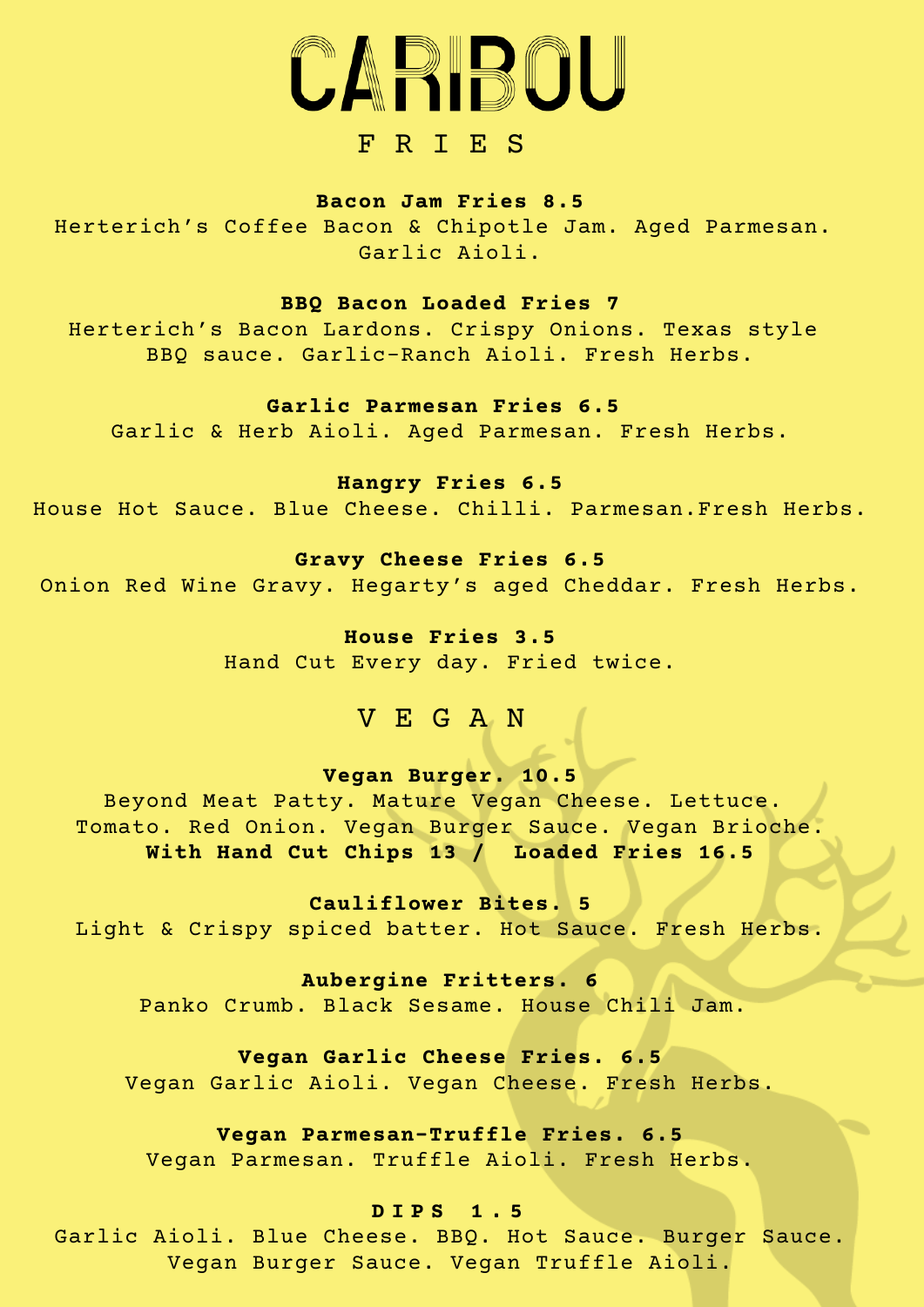# CARIBOU

## FRIES

**Bacon Jam Fries 8.5**
Herterich's Coffee Bacon & Chipotle Jam. Aged Parmesan. Garlic Aioli.

**BBQ Bacon Loaded Fries 7**
Herterich's Bacon Lardons. Crispy Onions. Texas style BBQ sauce. Garlic-Ranch Aioli. Fresh Herbs.

**Garlic Parmesan Fries 6.5**
Garlic & Herb Aioli. Aged Parmesan. Fresh Herbs.

**Hangry Fries 6.5**
House Hot Sauce. Blue Cheese. Chilli. Parmesan.Fresh Herbs.

**Gravy Cheese Fries 6.5**
Onion Red Wine Gravy. Hegarty's aged Cheddar. Fresh Herbs.

**House Fries 3.5**
Hand Cut Every day. Fried twice.

## VEGAN

**Vegan Burger. 10.5**
Beyond Meat Patty. Mature Vegan Cheese. Lettuce. Tomato. Red Onion. Vegan Burger Sauce. Vegan Brioche.
**With Hand Cut Chips 13 / Loaded Fries 16.5**

**Cauliflower Bites. 5**
Light & Crispy spiced batter. Hot Sauce. Fresh Herbs.

**Aubergine Fritters. 6**
Panko Crumb. Black Sesame. House Chili Jam.

**Vegan Garlic Cheese Fries. 6.5**
Vegan Garlic Aioli. Vegan Cheese. Fresh Herbs.

**Vegan Parmesan-Truffle Fries. 6.5**
Vegan Parmesan. Truffle Aioli. Fresh Herbs.

**DIPS 1.5**
Garlic Aioli. Blue Cheese. BBQ. Hot Sauce. Burger Sauce. Vegan Burger Sauce. Vegan Truffle Aioli.